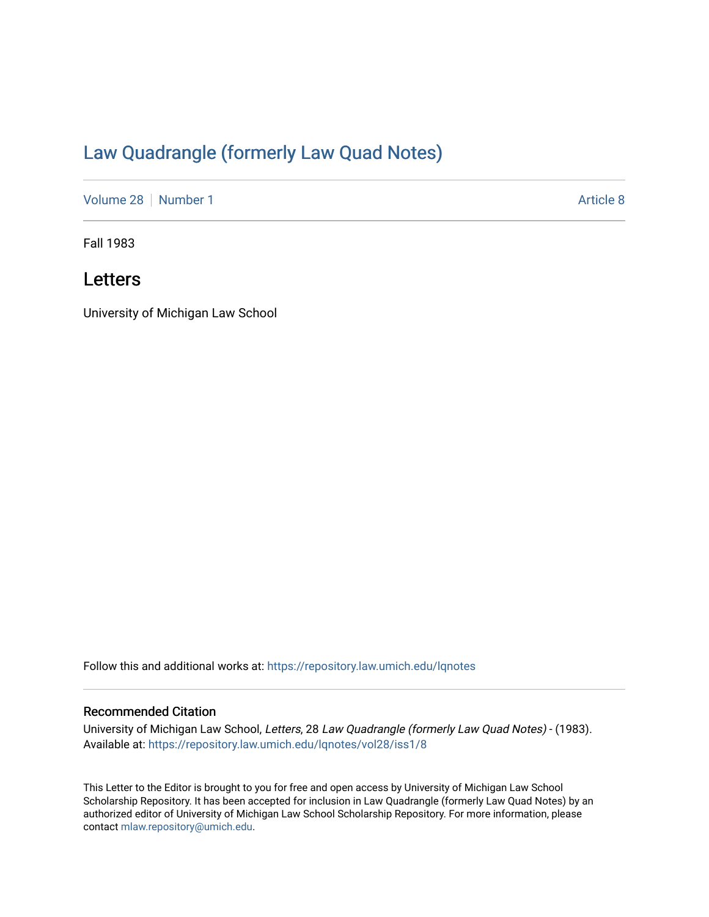# Law Quadrangle (formerly Law Quad Notes)

Volume 28 | Number 1 — Article 8

Fall 1983

## Letters

University of Michigan Law School

Follow this and additional works at: https://repository.law.umich.edu/lqnotes

### Recommended Citation

University of Michigan Law School, *Letters*, 28 *Law Quadrangle (formerly Law Quad Notes)* - (1983). Available at: https://repository.law.umich.edu/lqnotes/vol28/iss1/8

This Letter to the Editor is brought to you for free and open access by University of Michigan Law School Scholarship Repository. It has been accepted for inclusion in Law Quadrangle (formerly Law Quad Notes) by an authorized editor of University of Michigan Law School Scholarship Repository. For more information, please contact mlaw.repository@umich.edu.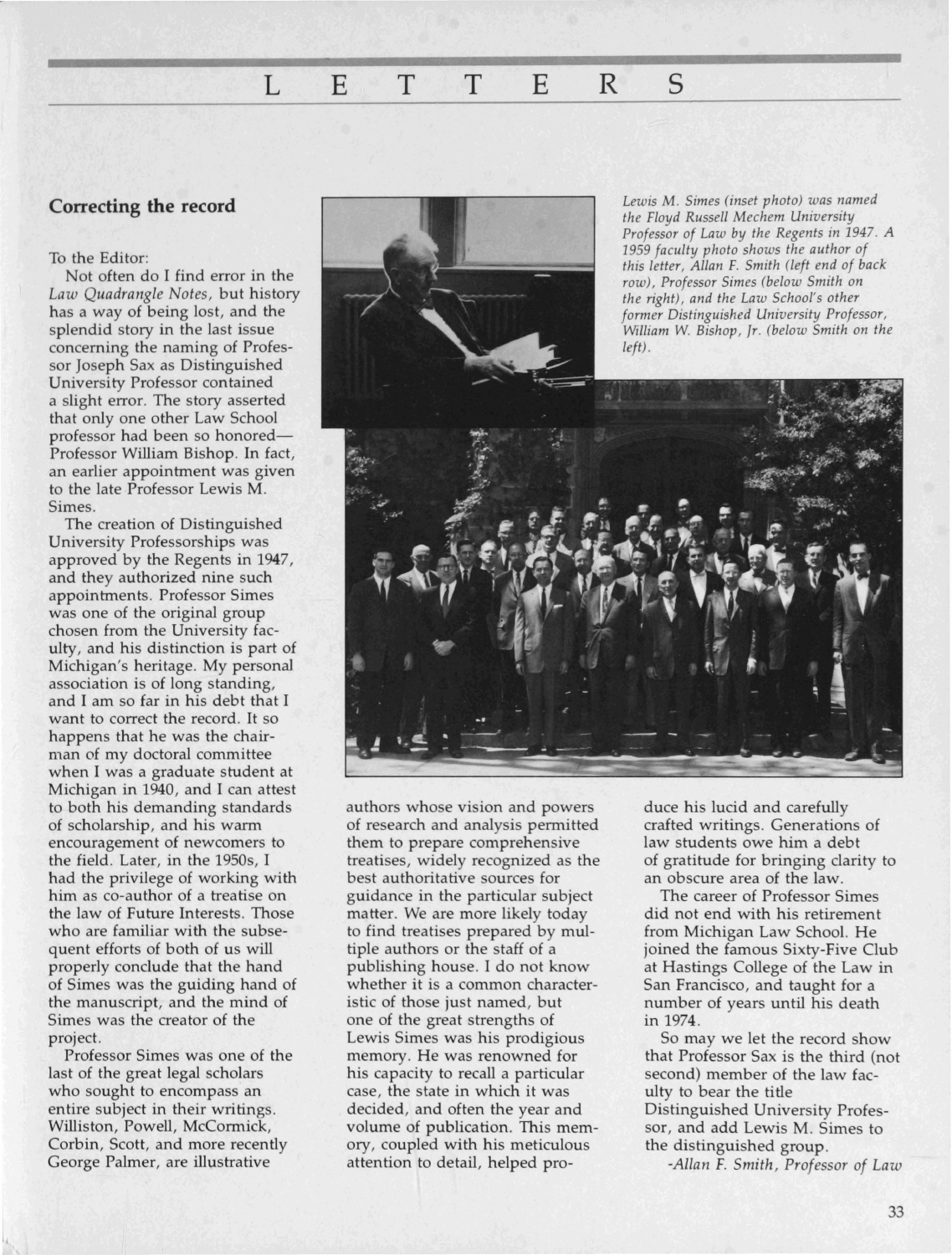# LETTERS

## Correcting the record

To the Editor:

Not often do I find error in the *Law Quadrangle Notes*, but history has a way of being lost, and the splendid story in the last issue concerning the naming of Professor Joseph Sax as Distinguished University Professor contained a slight error. The story asserted that only one other Law School professor had been so honored—Professor William Bishop. In fact, an earlier appointment was given to the late Professor Lewis M. Simes.

The creation of Distinguished University Professorships was approved by the Regents in 1947, and they authorized nine such appointments. Professor Simes was one of the original group chosen from the University faculty, and his distinction is part of Michigan's heritage. My personal association is of long standing, and I am so far in his debt that I want to correct the record. It so happens that he was the chairman of my doctoral committee when I was a graduate student at Michigan in 1940, and I can attest to both his demanding standards of scholarship, and his warm encouragement of newcomers to the field. Later, in the 1950s, I had the privilege of working with him as co-author of a treatise on the law of Future Interests. Those who are familiar with the subsequent efforts of both of us will properly conclude that the hand of Simes was the guiding hand of the manuscript, and the mind of Simes was the creator of the project.

Professor Simes was one of the last of the great legal scholars who sought to encompass an entire subject in their writings. Williston, Powell, McCormick, Corbin, Scott, and more recently George Palmer, are illustrative authors whose vision and powers of research and analysis permitted them to prepare comprehensive treatises, widely recognized as the best authoritative sources for guidance in the particular subject matter. We are more likely today to find treatises prepared by multiple authors or the staff of a publishing house. I do not know whether it is a common characteristic of those just named, but one of the great strengths of Lewis Simes was his prodigious memory. He was renowned for his capacity to recall a particular case, the state in which it was decided, and often the year and volume of publication. This memory, coupled with his meticulous attention to detail, helped produce his lucid and carefully crafted writings. Generations of law students owe him a debt of gratitude for bringing clarity to an obscure area of the law.

The career of Professor Simes did not end with his retirement from Michigan Law School. He joined the famous Sixty-Five Club at Hastings College of the Law in San Francisco, and taught for a number of years until his death in 1974.

So may we let the record show that Professor Sax is the third (not second) member of the law faculty to bear the title Distinguished University Professor, and add Lewis M. Simes to the distinguished group.

*-Allan F. Smith, Professor of Law*

*Lewis M. Simes (inset photo) was named the Floyd Russell Mechem University Professor of Law by the Regents in 1947. A 1959 faculty photo shows the author of this letter, Allan F. Smith (left end of back row), Professor Simes (below Smith on the right), and the Law School's other former Distinguished University Professor, William W. Bishop, Jr. (below Smith on the left).*